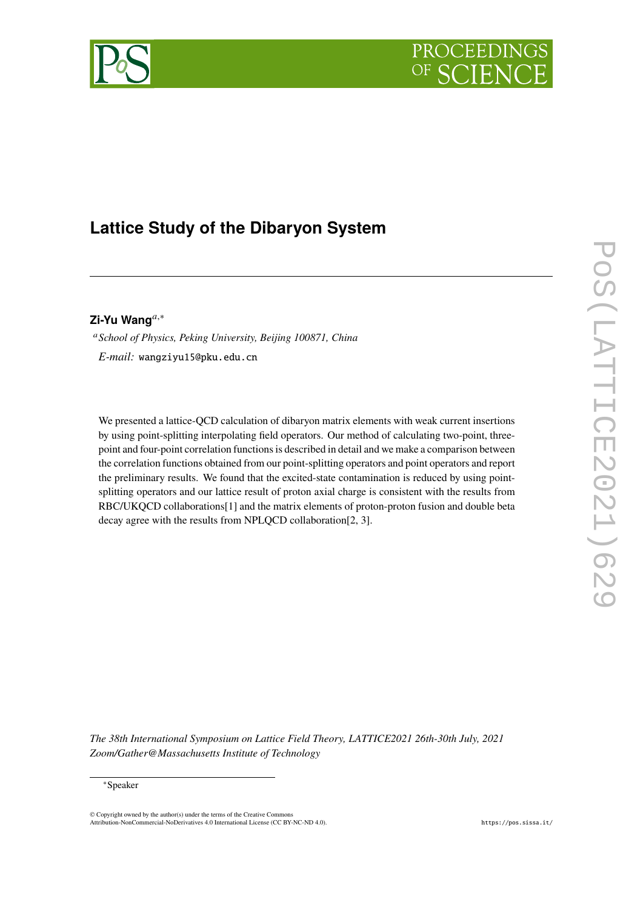# Lattice Study of the Dibaryon System

**Zi-Yu Wang**[a,*]

[a] *School of Physics, Peking University, Beijing 100871, China*

*E-mail:* wangziyu15@pku.edu.cn

We presented a lattice-QCD calculation of dibaryon matrix elements with weak current insertions by using point-splitting interpolating field operators. Our method of calculating two-point, three-point and four-point correlation functions is described in detail and we make a comparison between the correlation functions obtained from our point-splitting operators and point operators and report the preliminary results. We found that the excited-state contamination is reduced by using point-splitting operators and our lattice result of proton axial charge is consistent with the results from RBC/UKQCD collaborations[1] and the matrix elements of proton-proton fusion and double beta decay agree with the results from NPLQCD collaboration[2, 3].

*The 38th International Symposium on Lattice Field Theory, LATTICE2021 26th-30th July, 2021 Zoom/Gather@Massachusetts Institute of Technology*

*Speaker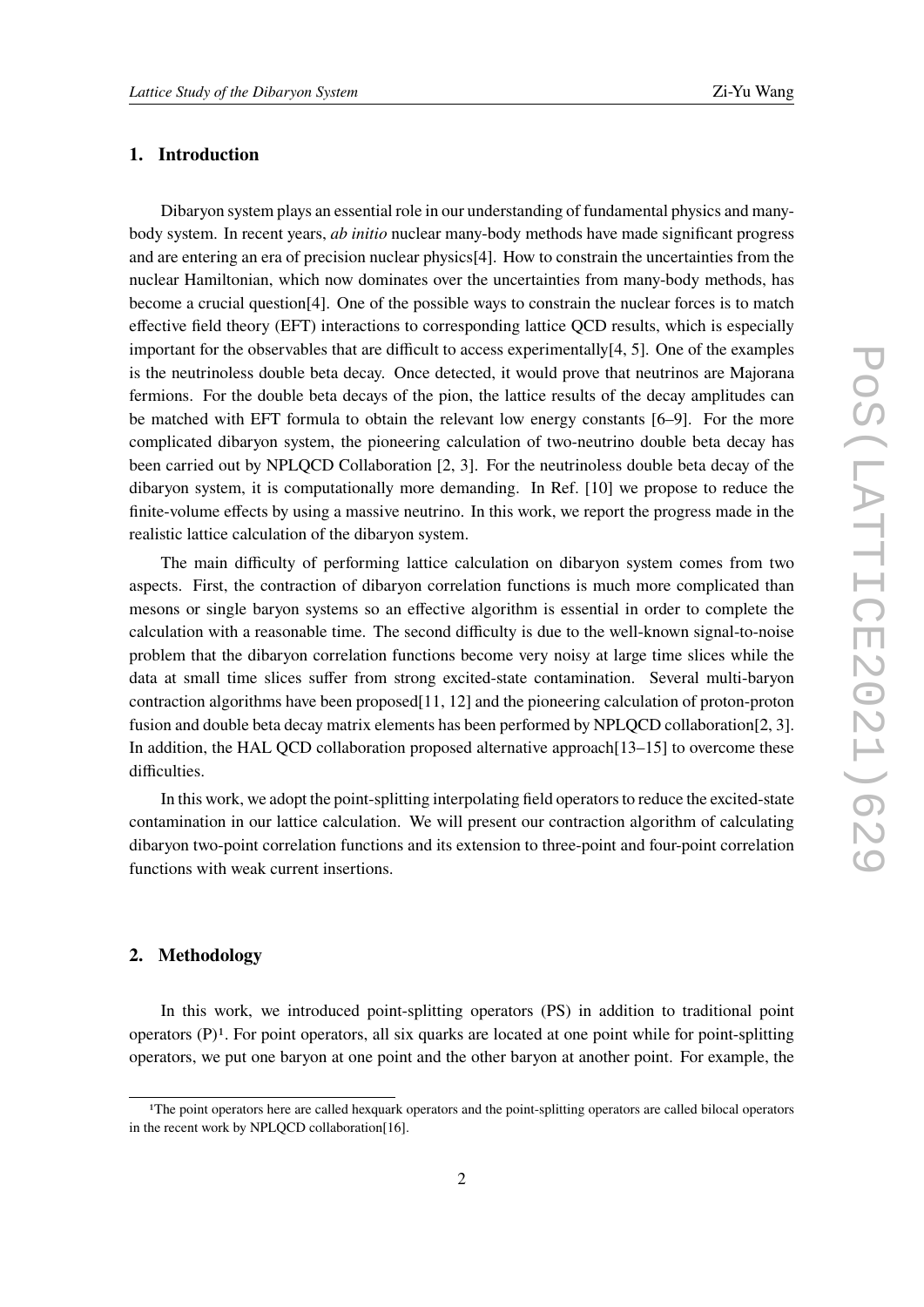## 1. Introduction

Dibaryon system plays an essential role in our understanding of fundamental physics and many-body system. In recent years, *ab initio* nuclear many-body methods have made significant progress and are entering an era of precision nuclear physics[4]. How to constrain the uncertainties from the nuclear Hamiltonian, which now dominates over the uncertainties from many-body methods, has become a crucial question[4]. One of the possible ways to constrain the nuclear forces is to match effective field theory (EFT) interactions to corresponding lattice QCD results, which is especially important for the observables that are difficult to access experimentally[4, 5]. One of the examples is the neutrinoless double beta decay. Once detected, it would prove that neutrinos are Majorana fermions. For the double beta decays of the pion, the lattice results of the decay amplitudes can be matched with EFT formula to obtain the relevant low energy constants [6–9]. For the more complicated dibaryon system, the pioneering calculation of two-neutrino double beta decay has been carried out by NPLQCD Collaboration [2, 3]. For the neutrinoless double beta decay of the dibaryon system, it is computationally more demanding. In Ref. [10] we propose to reduce the finite-volume effects by using a massive neutrino. In this work, we report the progress made in the realistic lattice calculation of the dibaryon system.

The main difficulty of performing lattice calculation on dibaryon system comes from two aspects. First, the contraction of dibaryon correlation functions is much more complicated than mesons or single baryon systems so an effective algorithm is essential in order to complete the calculation with a reasonable time. The second difficulty is due to the well-known signal-to-noise problem that the dibaryon correlation functions become very noisy at large time slices while the data at small time slices suffer from strong excited-state contamination. Several multi-baryon contraction algorithms have been proposed[11, 12] and the pioneering calculation of proton-proton fusion and double beta decay matrix elements has been performed by NPLQCD collaboration[2, 3]. In addition, the HAL QCD collaboration proposed alternative approach[13–15] to overcome these difficulties.

In this work, we adopt the point-splitting interpolating field operators to reduce the excited-state contamination in our lattice calculation. We will present our contraction algorithm of calculating dibaryon two-point correlation functions and its extension to three-point and four-point correlation functions with weak current insertions.

## 2. Methodology

In this work, we introduced point-splitting operators (PS) in addition to traditional point operators (P)[1]. For point operators, all six quarks are located at one point while for point-splitting operators, we put one baryon at one point and the other baryon at another point. For example, the

[1] The point operators here are called hexquark operators and the point-splitting operators are called bilocal operators in the recent work by NPLQCD collaboration[16].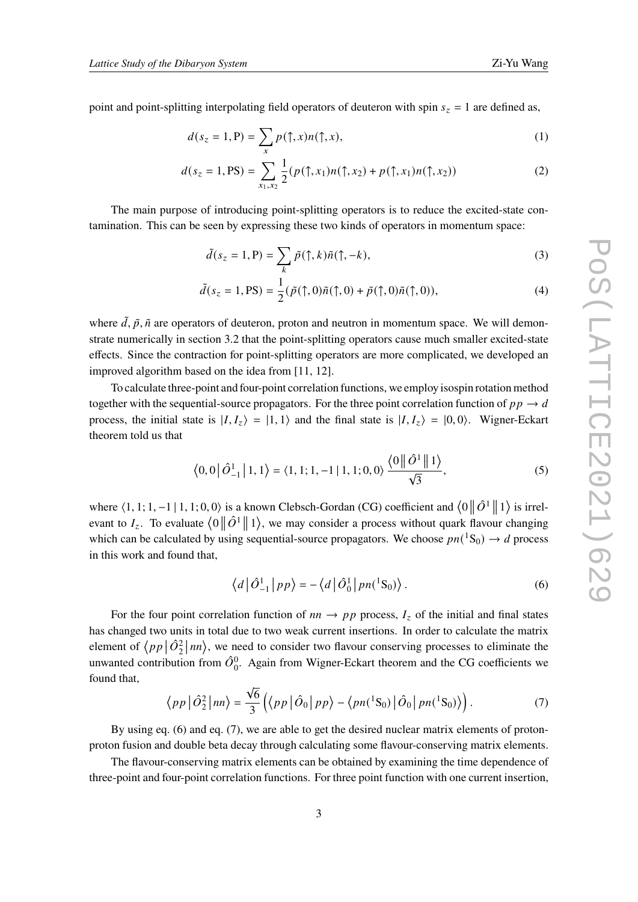point and point-splitting interpolating field operators of deuteron with spin $s_z = 1$ are defined as,

$$d(s_z = 1, \mathrm{P}) = \sum_x p(\uparrow, x) n(\uparrow, x), \tag{1}$$

$$d(s_z = 1, \mathrm{PS}) = \sum_{x_1, x_2} \frac{1}{2}(p(\uparrow, x_1) n(\uparrow, x_2) + p(\uparrow, x_1) n(\uparrow, x_2)) \tag{2}$$

The main purpose of introducing point-splitting operators is to reduce the excited-state contamination. This can be seen by expressing these two kinds of operators in momentum space:

$$\tilde{d}(s_z = 1, \mathrm{P}) = \sum_k \tilde{p}(\uparrow, k) \tilde{n}(\uparrow, -k), \tag{3}$$

$$\tilde{d}(s_z = 1, \mathrm{PS}) = \frac{1}{2}(\tilde{p}(\uparrow, 0) \tilde{n}(\uparrow, 0) + \tilde{p}(\uparrow, 0) \tilde{n}(\uparrow, 0)), \tag{4}$$

where $\tilde{d}, \tilde{p}, \tilde{n}$ are operators of deuteron, proton and neutron in momentum space. We will demonstrate numerically in section 3.2 that the point-splitting operators cause much smaller excited-state effects. Since the contraction for point-splitting operators are more complicated, we developed an improved algorithm based on the idea from [11, 12].

To calculate three-point and four-point correlation functions, we employ isospin rotation method together with the sequential-source propagators. For the three point correlation function of $pp \to d$ process, the initial state is $|I, I_z\rangle = |1, 1\rangle$ and the final state is $|I, I_z\rangle = |0, 0\rangle$. Wigner-Eckart theorem told us that

$$\left\langle 0, 0 \middle| \hat{O}^1_{-1} \middle| 1, 1 \right\rangle = \langle 1, 1; 1, -1 \,|\, 1, 1; 0, 0 \rangle \frac{\left\langle 0 \middle\| \hat{O}^1 \middle\| 1 \right\rangle}{\sqrt{3}}, \tag{5}$$

where $\langle 1, 1; 1, -1 \,|\, 1, 1; 0, 0 \rangle$ is a known Clebsch-Gordan (CG) coefficient and $\left\langle 0 \middle\| \hat{O}^1 \middle\| 1 \right\rangle$ is irrelevant to $I_z$. To evaluate $\left\langle 0 \middle\| \hat{O}^1 \middle\| 1 \right\rangle$, we may consider a process without quark flavour changing which can be calculated by using sequential-source propagators. We choose $pn(^1\mathrm{S}_0) \to d$ process in this work and found that,

$$\left\langle d \middle| \hat{O}^1_{-1} \middle| pp \right\rangle = -\left\langle d \middle| \hat{O}^1_0 \middle| pn(^1\mathrm{S}_0) \right\rangle. \tag{6}$$

For the four point correlation function of $nn \to pp$ process, $I_z$ of the initial and final states has changed two units in total due to two weak current insertions. In order to calculate the matrix element of $\left\langle pp \middle| \hat{O}^2_2 \middle| nn \right\rangle$, we need to consider two flavour conserving processes to eliminate the unwanted contribution from $\hat{O}^0_0$. Again from Wigner-Eckart theorem and the CG coefficients we found that,

$$\left\langle pp \middle| \hat{O}^2_2 \middle| nn \right\rangle = \frac{\sqrt{6}}{3} \left( \left\langle pp \middle| \hat{O}_0 \middle| pp \right\rangle - \left\langle pn(^1\mathrm{S}_0) \middle| \hat{O}_0 \middle| pn(^1\mathrm{S}_0) \right\rangle \right). \tag{7}$$

By using eq. (6) and eq. (7), we are able to get the desired nuclear matrix elements of proton-proton fusion and double beta decay through calculating some flavour-conserving matrix elements.

The flavour-conserving matrix elements can be obtained by examining the time dependence of three-point and four-point correlation functions. For three point function with one current insertion,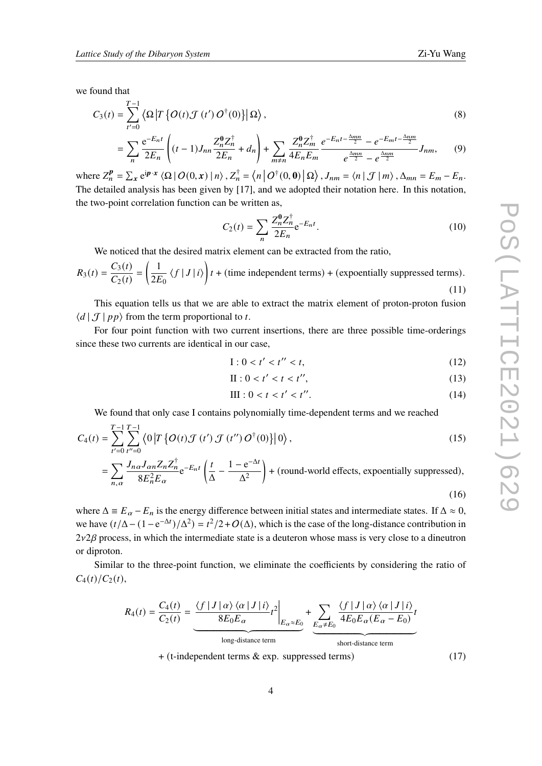we found that

$$C_3(t) = \sum_{t'=0}^{T-1} \left\langle \Omega \left| T\left\{ O(t) \mathcal{J}(t') O^\dagger(0) \right\} \right| \Omega \right\rangle, \tag{8}$$

$$= \sum_n \frac{\mathrm{e}^{-E_n t}}{2E_n} \left( (t-1) J_{nn} \frac{Z_n^{\mathbf{0}} Z_n^\dagger}{2E_n} + d_n \right) + \sum_{m \neq n} \frac{Z_n^{\mathbf{0}} Z_m^\dagger}{4E_n E_m} \frac{e^{-E_n t - \frac{\Delta_{mn}}{2}} - e^{-E_m t - \frac{\Delta_{nm}}{2}}}{e^{\frac{\Delta_{mn}}{2}} - e^{\frac{\Delta_{nm}}{2}}} J_{nm}, \tag{9}$$

where $Z_n^{\boldsymbol{p}} = \sum_{\boldsymbol{x}} \mathrm{e}^{\mathrm{i}\boldsymbol{p}\cdot\boldsymbol{x}} \langle \Omega \,|\, O(0,\boldsymbol{x}) \,|\, n \rangle$, $Z_n^\dagger = \left\langle n \left| O^\dagger(0,\mathbf{0}) \right| \Omega \right\rangle$, $J_{nm} = \langle n \,|\, \mathcal{J} \,|\, m \rangle$, $\Delta_{mn} = E_m - E_n$. The detailed analysis has been given by [17], and we adopted their notation here. In this notation, the two-point correlation function can be written as,

$$C_2(t) = \sum_n \frac{Z_n^{\mathbf{0}} Z_n^\dagger}{2E_n} \mathrm{e}^{-E_n t}. \tag{10}$$

We noticed that the desired matrix element can be extracted from the ratio,

$$R_3(t) = \frac{C_3(t)}{C_2(t)} = \left( \frac{1}{2E_0} \langle f \,|\, J \,|\, i \rangle \right) t + (\text{time independent terms}) + (\text{expoentially suppressed terms}). \tag{11}$$

This equation tells us that we are able to extract the matrix element of proton-proton fusion $\langle d \,|\, \mathcal{J} \,|\, pp \rangle$ from the term proportional to $t$.

For four point function with two current insertions, there are three possible time-orderings since these two currents are identical in our case,

$$\mathrm{I}: 0 < t' < t'' < t, \tag{12}$$

$$\mathrm{II}: 0 < t' < t < t'', \tag{13}$$

$$\mathrm{III}: 0 < t < t' < t''. \tag{14}$$

We found that only case I contains polynomially time-dependent terms and we reached

$$C_4(t) = \sum_{t'=0}^{T-1} \sum_{t''=0}^{T-1} \left\langle 0 \left| T\left\{ O(t) \mathcal{J}(t') \mathcal{J}(t'') O^\dagger(0) \right\} \right| 0 \right\rangle, \tag{15}$$

$$= \sum_{n,\alpha} \frac{J_{n\alpha} J_{\alpha n} Z_n Z_n^\dagger}{8E_n^2 E_\alpha} \mathrm{e}^{-E_n t} \left( \frac{t}{\Delta} - \frac{1 - \mathrm{e}^{-\Delta t}}{\Delta^2} \right) + (\text{round-world effects, expoentially suppressed}), \tag{16}$$

where $\Delta \equiv E_\alpha - E_n$ is the energy difference between initial states and intermediate states. If $\Delta \approx 0$, we have $(t/\Delta - (1 - \mathrm{e}^{-\Delta t})/\Delta^2) = t^2/2 + O(\Delta)$, which is the case of the long-distance contribution in $2\nu 2\beta$ process, in which the intermediate state is a deuteron whose mass is very close to a dineutron or diproton.

Similar to the three-point function, we eliminate the coefficients by considering the ratio of $C_4(t)/C_2(t)$,

$$R_4(t) = \frac{C_4(t)}{C_2(t)} = \underbrace{\left. \frac{\langle f \,|\, J \,|\, \alpha \rangle \langle \alpha \,|\, J \,|\, i \rangle}{8E_0 E_\alpha} t^2 \right|_{E_\alpha \approx E_0}}_{\text{long-distance term}} + \underbrace{\sum_{E_\alpha \neq E_0} \frac{\langle f \,|\, J \,|\, \alpha \rangle \langle \alpha \,|\, J \,|\, i \rangle}{4E_0 E_\alpha (E_\alpha - E_0)} t}_{\text{short-distance term}}$$
$$+ \,(\text{t-independent terms \& exp. suppressed terms}) \tag{17}$$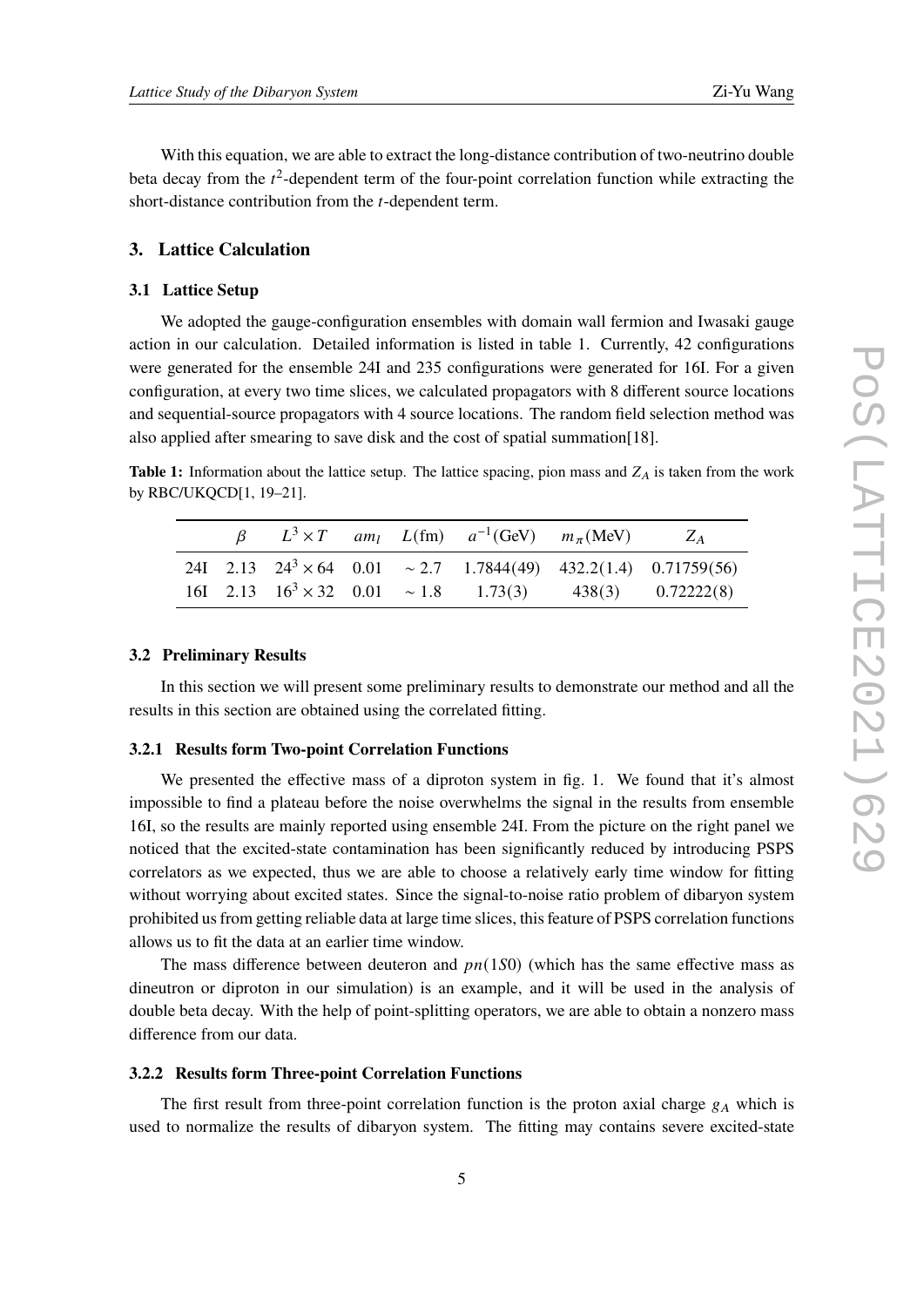With this equation, we are able to extract the long-distance contribution of two-neutrino double beta decay from the $t^2$-dependent term of the four-point correlation function while extracting the short-distance contribution from the $t$-dependent term.

## 3. Lattice Calculation

### 3.1 Lattice Setup

We adopted the gauge-configuration ensembles with domain wall fermion and Iwasaki gauge action in our calculation. Detailed information is listed in table 1. Currently, 42 configurations were generated for the ensemble 24I and 235 configurations were generated for 16I. For a given configuration, at every two time slices, we calculated propagators with 8 different source locations and sequential-source propagators with 4 source locations. The random field selection method was also applied after smearing to save disk and the cost of spatial summation[18].

**Table 1:** Information about the lattice setup. The lattice spacing, pion mass and $Z_A$ is taken from the work by RBC/UKQCD[1, 19–21].

| | $\beta$ | $L^3 \times T$ | $am_l$ | $L$(fm) | $a^{-1}$(GeV) | $m_\pi$(MeV) | $Z_A$ |
|---|---|---|---|---|---|---|---|
| 24I | 2.13 | $24^3 \times 64$ | 0.01 | $\sim 2.7$ | 1.7844(49) | 432.2(1.4) | 0.71759(56) |
| 16I | 2.13 | $16^3 \times 32$ | 0.01 | $\sim 1.8$ | 1.73(3) | 438(3) | 0.72222(8) |

### 3.2 Preliminary Results

In this section we will present some preliminary results to demonstrate our method and all the results in this section are obtained using the correlated fitting.

#### 3.2.1 Results form Two-point Correlation Functions

We presented the effective mass of a diproton system in fig. 1. We found that it's almost impossible to find a plateau before the noise overwhelms the signal in the results from ensemble 16I, so the results are mainly reported using ensemble 24I. From the picture on the right panel we noticed that the excited-state contamination has been significantly reduced by introducing PSPS correlators as we expected, thus we are able to choose a relatively early time window for fitting without worrying about excited states. Since the signal-to-noise ratio problem of dibaryon system prohibited us from getting reliable data at large time slices, this feature of PSPS correlation functions allows us to fit the data at an earlier time window.

The mass difference between deuteron and $pn(1S0)$ (which has the same effective mass as dineutron or diproton in our simulation) is an example, and it will be used in the analysis of double beta decay. With the help of point-splitting operators, we are able to obtain a nonzero mass difference from our data.

#### 3.2.2 Results form Three-point Correlation Functions

The first result from three-point correlation function is the proton axial charge $g_A$ which is used to normalize the results of dibaryon system. The fitting may contains severe excited-state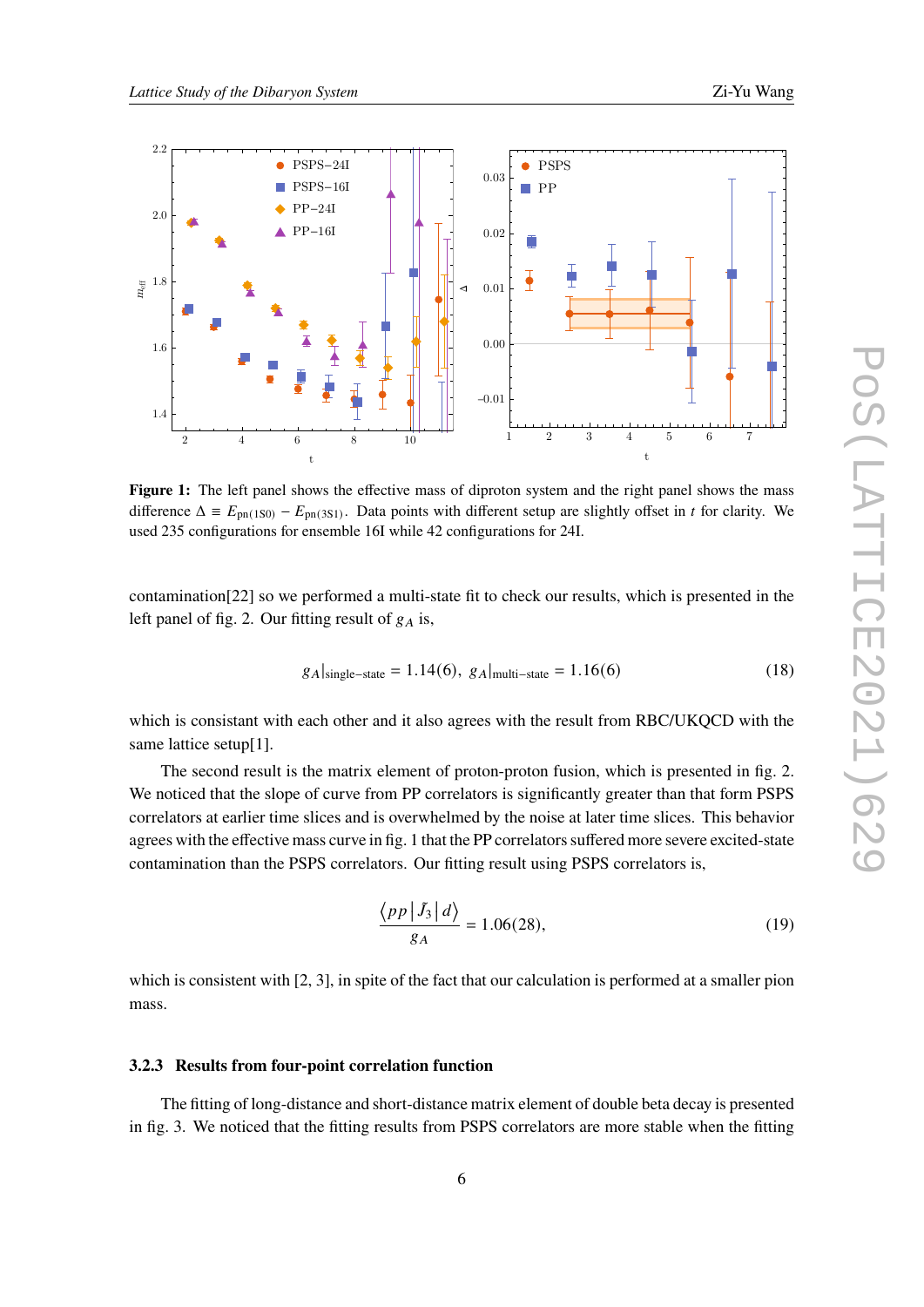**Figure 1:** The left panel shows the effective mass of diproton system and the right panel shows the mass difference $\Delta \equiv E_{\mathrm{pn}(^1S0)} - E_{\mathrm{pn}(^3S1)}$. Data points with different setup are slightly offset in $t$ for clarity. We used 235 configurations for ensemble 16I while 42 configurations for 24I.

contamination[22] so we performed a multi-state fit to check our results, which is presented in the left panel of fig. 2. Our fitting result of $g_A$ is,

$$g_A|_{\text{single-state}} = 1.14(6),\ g_A|_{\text{multi-state}} = 1.16(6) \tag{18}$$

which is consistant with each other and it also agrees with the result from RBC/UKQCD with the same lattice setup[1].

The second result is the matrix element of proton-proton fusion, which is presented in fig. 2. We noticed that the slope of curve from PP correlators is significantly greater than that form PSPS correlators at earlier time slices and is overwhelmed by the noise at later time slices. This behavior agrees with the effective mass curve in fig. 1 that the PP correlators suffered more severe excited-state contamination than the PSPS correlators. Our fitting result using PSPS correlators is,

$$\frac{\langle pp|\bar{J}_3|d\rangle}{g_A} = 1.06(28), \tag{19}$$

which is consistent with [2, 3], in spite of the fact that our calculation is performed at a smaller pion mass.

#### 3.2.3 Results from four-point correlation function

The fitting of long-distance and short-distance matrix element of double beta decay is presented in fig. 3. We noticed that the fitting results from PSPS correlators are more stable when the fitting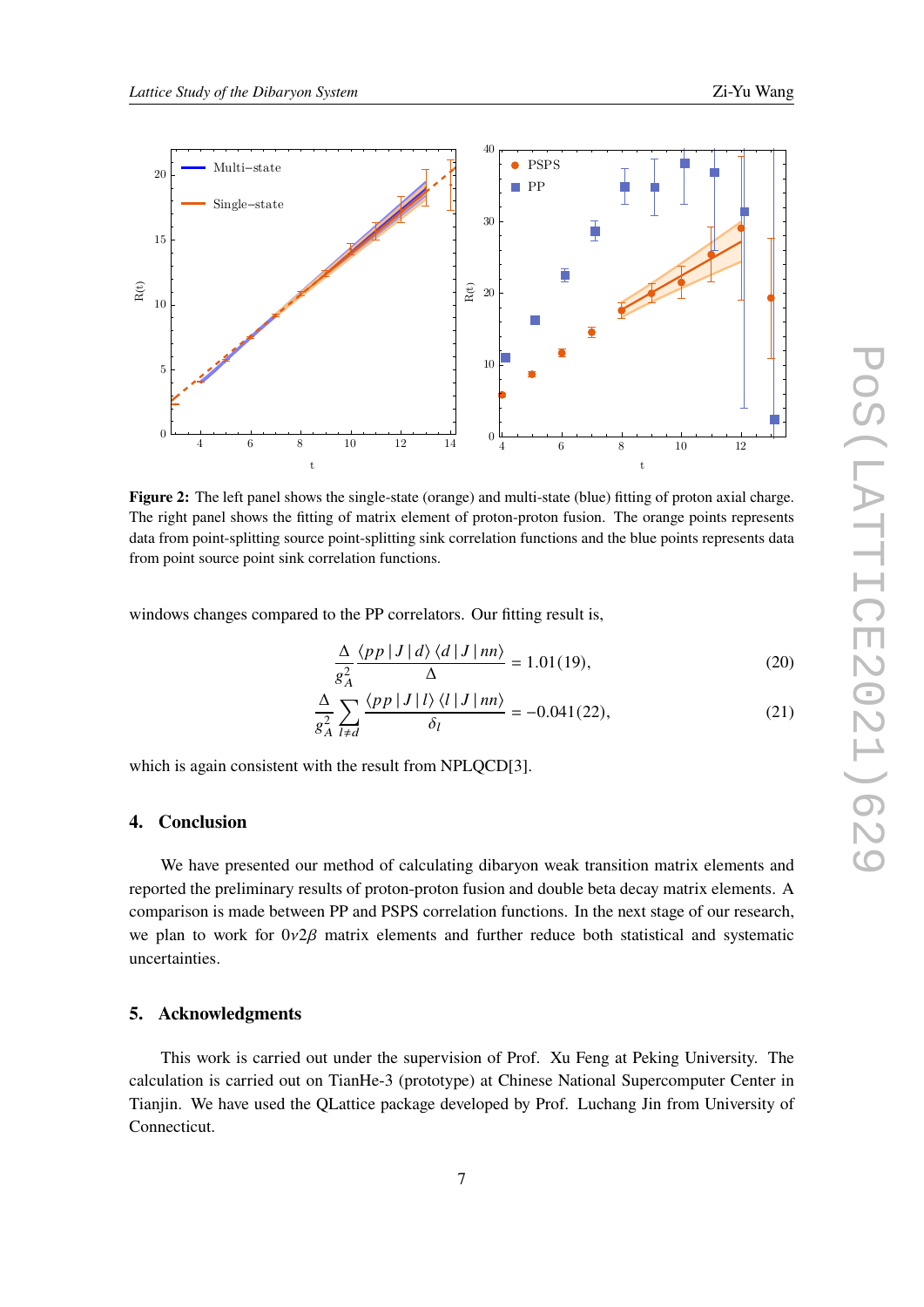**Figure 2:** The left panel shows the single-state (orange) and multi-state (blue) fitting of proton axial charge. The right panel shows the fitting of matrix element of proton-proton fusion. The orange points represents data from point-splitting source point-splitting sink correlation functions and the blue points represents data from point source point sink correlation functions.

windows changes compared to the PP correlators. Our fitting result is,

$$\frac{\Delta}{g_A^2}\frac{\langle pp\,|\,J\,|\,d\rangle\,\langle d\,|\,J\,|\,nn\rangle}{\Delta} = 1.01(19), \tag{20}$$

$$\frac{\Delta}{g_A^2}\sum_{l\neq d}\frac{\langle pp\,|\,J\,|\,l\rangle\,\langle l\,|\,J\,|\,nn\rangle}{\delta_l} = -0.041(22), \tag{21}$$

which is again consistent with the result from NPLQCD[3].

## 4. Conclusion

We have presented our method of calculating dibaryon weak transition matrix elements and reported the preliminary results of proton-proton fusion and double beta decay matrix elements. A comparison is made between PP and PSPS correlation functions. In the next stage of our research, we plan to work for $0\nu2\beta$ matrix elements and further reduce both statistical and systematic uncertainties.

## 5. Acknowledgments

This work is carried out under the supervision of Prof. Xu Feng at Peking University. The calculation is carried out on TianHe-3 (prototype) at Chinese National Supercomputer Center in Tianjin. We have used the QLattice package developed by Prof. Luchang Jin from University of Connecticut.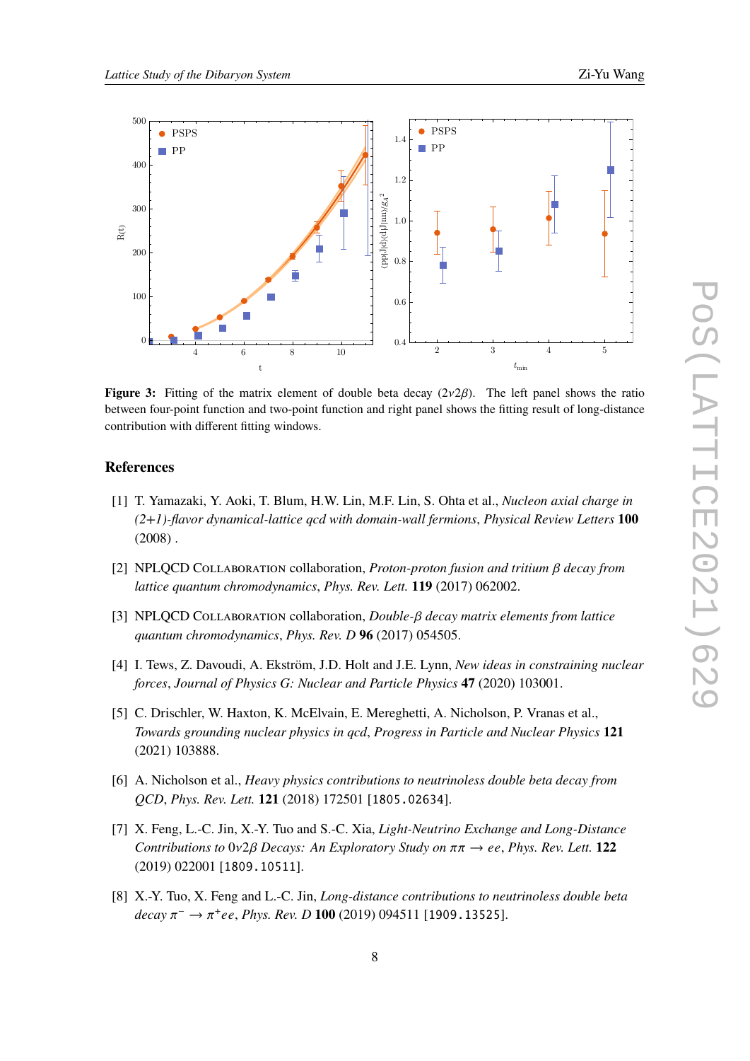**Figure 3:** Fitting of the matrix element of double beta decay ($2\nu 2\beta$). The left panel shows the ratio between four-point function and two-point function and right panel shows the fitting result of long-distance contribution with different fitting windows.

## References

[1] T. Yamazaki, Y. Aoki, T. Blum, H.W. Lin, M.F. Lin, S. Ohta et al., *Nucleon axial charge in (2+1)-flavor dynamical-lattice qcd with domain-wall fermions*, *Physical Review Letters* **100** (2008) .

[2] NPLQCD Collaboration collaboration, *Proton-proton fusion and tritium $\beta$ decay from lattice quantum chromodynamics*, *Phys. Rev. Lett.* **119** (2017) 062002.

[3] NPLQCD Collaboration collaboration, *Double-$\beta$ decay matrix elements from lattice quantum chromodynamics*, *Phys. Rev. D* **96** (2017) 054505.

[4] I. Tews, Z. Davoudi, A. Ekström, J.D. Holt and J.E. Lynn, *New ideas in constraining nuclear forces*, *Journal of Physics G: Nuclear and Particle Physics* **47** (2020) 103001.

[5] C. Drischler, W. Haxton, K. McElvain, E. Mereghetti, A. Nicholson, P. Vranas et al., *Towards grounding nuclear physics in qcd*, *Progress in Particle and Nuclear Physics* **121** (2021) 103888.

[6] A. Nicholson et al., *Heavy physics contributions to neutrinoless double beta decay from QCD*, *Phys. Rev. Lett.* **121** (2018) 172501 [1805.02634].

[7] X. Feng, L.-C. Jin, X.-Y. Tuo and S.-C. Xia, *Light-Neutrino Exchange and Long-Distance Contributions to $0\nu 2\beta$ Decays: An Exploratory Study on $\pi\pi \to ee$*, *Phys. Rev. Lett.* **122** (2019) 022001 [1809.10511].

[8] X.-Y. Tuo, X. Feng and L.-C. Jin, *Long-distance contributions to neutrinoless double beta decay $\pi^- \to \pi^+ ee$*, *Phys. Rev. D* **100** (2019) 094511 [1909.13525].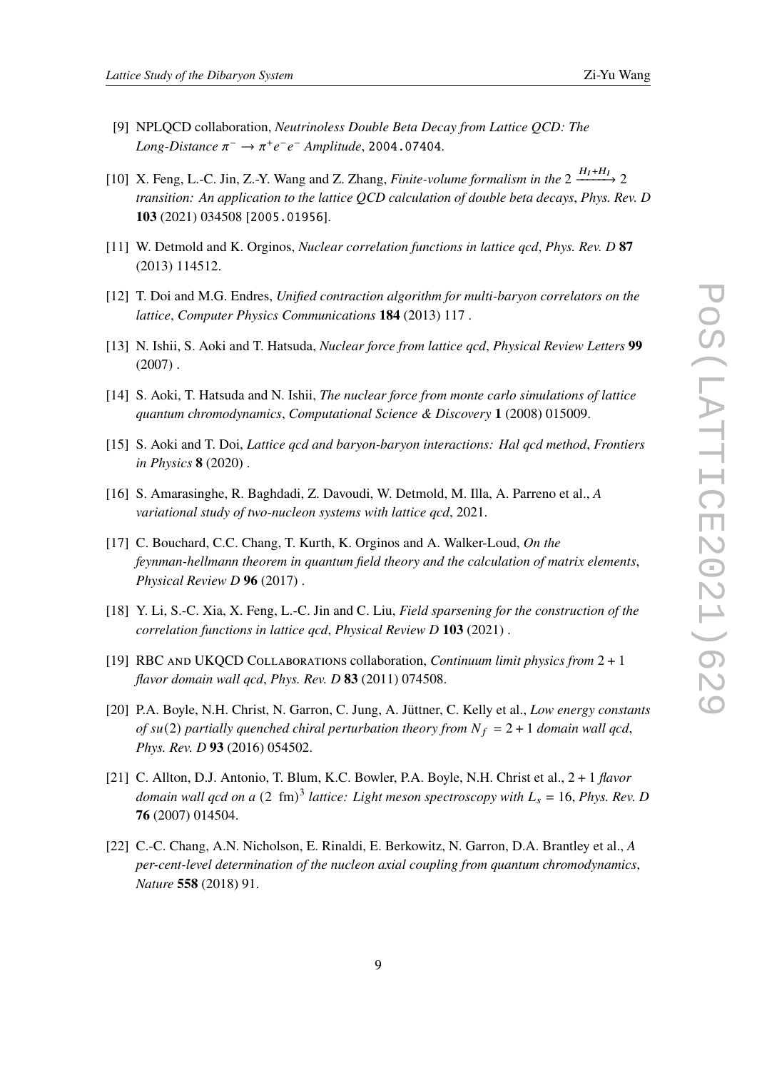[9] NPLQCD collaboration, *Neutrinoless Double Beta Decay from Lattice QCD: The Long-Distance $\pi^- \to \pi^+ e^- e^-$ Amplitude*, 2004.07404.

[10] X. Feng, L.-C. Jin, Z.-Y. Wang and Z. Zhang, *Finite-volume formalism in the $2 \xrightarrow{H_I+H_I} 2$ transition: An application to the lattice QCD calculation of double beta decays*, *Phys. Rev. D* **103** (2021) 034508 [2005.01956].

[11] W. Detmold and K. Orginos, *Nuclear correlation functions in lattice qcd*, *Phys. Rev. D* **87** (2013) 114512.

[12] T. Doi and M.G. Endres, *Unified contraction algorithm for multi-baryon correlators on the lattice*, *Computer Physics Communications* **184** (2013) 117 .

[13] N. Ishii, S. Aoki and T. Hatsuda, *Nuclear force from lattice qcd*, *Physical Review Letters* **99** (2007) .

[14] S. Aoki, T. Hatsuda and N. Ishii, *The nuclear force from monte carlo simulations of lattice quantum chromodynamics*, *Computational Science & Discovery* **1** (2008) 015009.

[15] S. Aoki and T. Doi, *Lattice qcd and baryon-baryon interactions: Hal qcd method*, *Frontiers in Physics* **8** (2020) .

[16] S. Amarasinghe, R. Baghdadi, Z. Davoudi, W. Detmold, M. Illa, A. Parreno et al., *A variational study of two-nucleon systems with lattice qcd*, 2021.

[17] C. Bouchard, C.C. Chang, T. Kurth, K. Orginos and A. Walker-Loud, *On the feynman-hellmann theorem in quantum field theory and the calculation of matrix elements*, *Physical Review D* **96** (2017) .

[18] Y. Li, S.-C. Xia, X. Feng, L.-C. Jin and C. Liu, *Field sparsening for the construction of the correlation functions in lattice qcd*, *Physical Review D* **103** (2021) .

[19] RBC and UKQCD Collaborations collaboration, *Continuum limit physics from 2 + 1 flavor domain wall qcd*, *Phys. Rev. D* **83** (2011) 074508.

[20] P.A. Boyle, N.H. Christ, N. Garron, C. Jung, A. Jüttner, C. Kelly et al., *Low energy constants of $su(2)$ partially quenched chiral perturbation theory from $N_f = 2 + 1$ domain wall qcd*, *Phys. Rev. D* **93** (2016) 054502.

[21] C. Allton, D.J. Antonio, T. Blum, K.C. Bowler, P.A. Boyle, N.H. Christ et al., *2 + 1 flavor domain wall qcd on a $(2\ \mathrm{fm})^3$ lattice: Light meson spectroscopy with $L_s = 16$*, *Phys. Rev. D* **76** (2007) 014504.

[22] C.-C. Chang, A.N. Nicholson, E. Rinaldi, E. Berkowitz, N. Garron, D.A. Brantley et al., *A per-cent-level determination of the nucleon axial coupling from quantum chromodynamics*, *Nature* **558** (2018) 91.